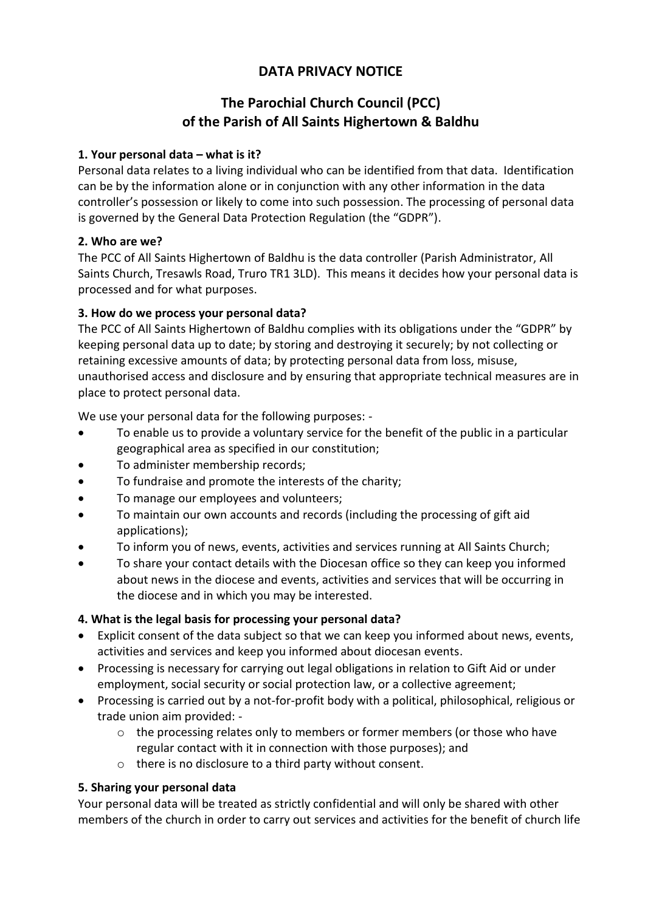# DATA PRIVACY NOTICE

## The Parochial Church Council (PCC) of the Parish of All Saints Highertown & Baldhu

### 1. Your personal data – what is it?

Personal data relates to a living individual who can be identified from that data. Identification can be by the information alone or in conjunction with any other information in the data controller's possession or likely to come into such possession. The processing of personal data is governed by the General Data Protection Regulation (the "GDPR").

### 2. Who are we?

The PCC of All Saints Highertown of Baldhu is the data controller (Parish Administrator, All Saints Church, Tresawls Road, Truro TR1 3LD). This means it decides how your personal data is processed and for what purposes.

### 3. How do we process your personal data?

The PCC of All Saints Highertown of Baldhu complies with its obligations under the "GDPR" by keeping personal data up to date; by storing and destroying it securely; by not collecting or retaining excessive amounts of data; by protecting personal data from loss, misuse, unauthorised access and disclosure and by ensuring that appropriate technical measures are in place to protect personal data.

We use your personal data for the following purposes: -

- To enable us to provide a voluntary service for the benefit of the public in a particular geographical area as specified in our constitution;
- To administer membership records;
- To fundraise and promote the interests of the charity;
- To manage our employees and volunteers;
- To maintain our own accounts and records (including the processing of gift aid applications);
- To inform you of news, events, activities and services running at All Saints Church;
- To share your contact details with the Diocesan office so they can keep you informed about news in the diocese and events, activities and services that will be occurring in the diocese and in which you may be interested.

### 4. What is the legal basis for processing your personal data?

- Explicit consent of the data subject so that we can keep you informed about news, events, activities and services and keep you informed about diocesan events.
- Processing is necessary for carrying out legal obligations in relation to Gift Aid or under employment, social security or social protection law, or a collective agreement;
- Processing is carried out by a not-for-profit body with a political, philosophical, religious or trade union aim provided: -
  - the processing relates only to members or former members (or those who have regular contact with it in connection with those purposes); and
  - there is no disclosure to a third party without consent.

### 5. Sharing your personal data

Your personal data will be treated as strictly confidential and will only be shared with other members of the church in order to carry out services and activities for the benefit of church life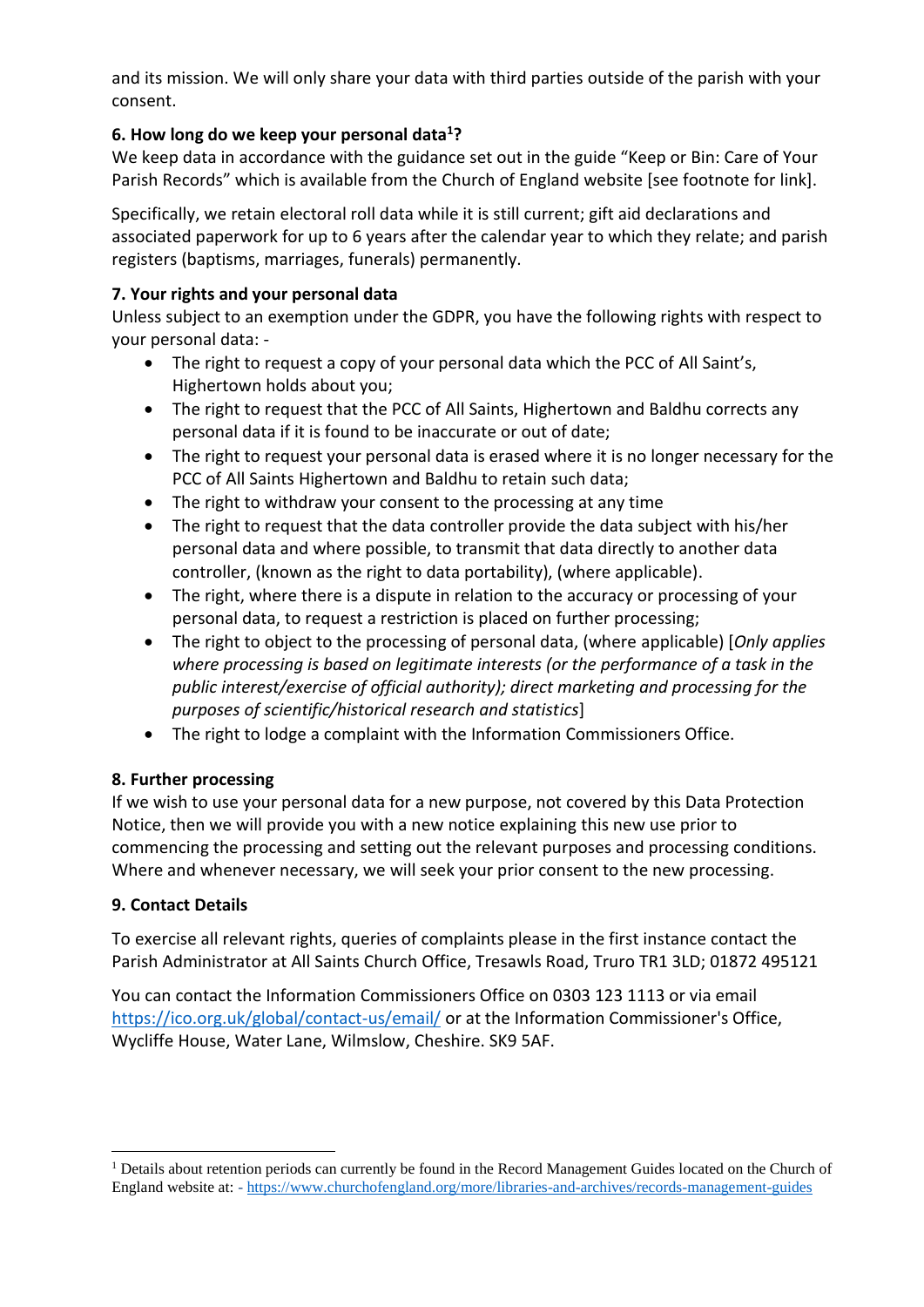and its mission. We will only share your data with third parties outside of the parish with your consent.

**6. How long do we keep your personal data[1]?**

We keep data in accordance with the guidance set out in the guide "Keep or Bin: Care of Your Parish Records" which is available from the Church of England website [see footnote for link].

Specifically, we retain electoral roll data while it is still current; gift aid declarations and associated paperwork for up to 6 years after the calendar year to which they relate; and parish registers (baptisms, marriages, funerals) permanently.

**7. Your rights and your personal data**

Unless subject to an exemption under the GDPR, you have the following rights with respect to your personal data: -

- The right to request a copy of your personal data which the PCC of All Saint's, Highertown holds about you;
- The right to request that the PCC of All Saints, Highertown and Baldhu corrects any personal data if it is found to be inaccurate or out of date;
- The right to request your personal data is erased where it is no longer necessary for the PCC of All Saints Highertown and Baldhu to retain such data;
- The right to withdraw your consent to the processing at any time
- The right to request that the data controller provide the data subject with his/her personal data and where possible, to transmit that data directly to another data controller, (known as the right to data portability), (where applicable).
- The right, where there is a dispute in relation to the accuracy or processing of your personal data, to request a restriction is placed on further processing;
- The right to object to the processing of personal data, (where applicable) [*Only applies where processing is based on legitimate interests (or the performance of a task in the public interest/exercise of official authority); direct marketing and processing for the purposes of scientific/historical research and statistics*]
- The right to lodge a complaint with the Information Commissioners Office.

**8. Further processing**

If we wish to use your personal data for a new purpose, not covered by this Data Protection Notice, then we will provide you with a new notice explaining this new use prior to commencing the processing and setting out the relevant purposes and processing conditions. Where and whenever necessary, we will seek your prior consent to the new processing.

**9. Contact Details**

To exercise all relevant rights, queries of complaints please in the first instance contact the Parish Administrator at All Saints Church Office, Tresawls Road, Truro TR1 3LD; 01872 495121

You can contact the Information Commissioners Office on 0303 123 1113 or via email https://ico.org.uk/global/contact-us/email/ or at the Information Commissioner's Office, Wycliffe House, Water Lane, Wilmslow, Cheshire. SK9 5AF.

[1] Details about retention periods can currently be found in the Record Management Guides located on the Church of England website at: - https://www.churchofengland.org/more/libraries-and-archives/records-management-guides